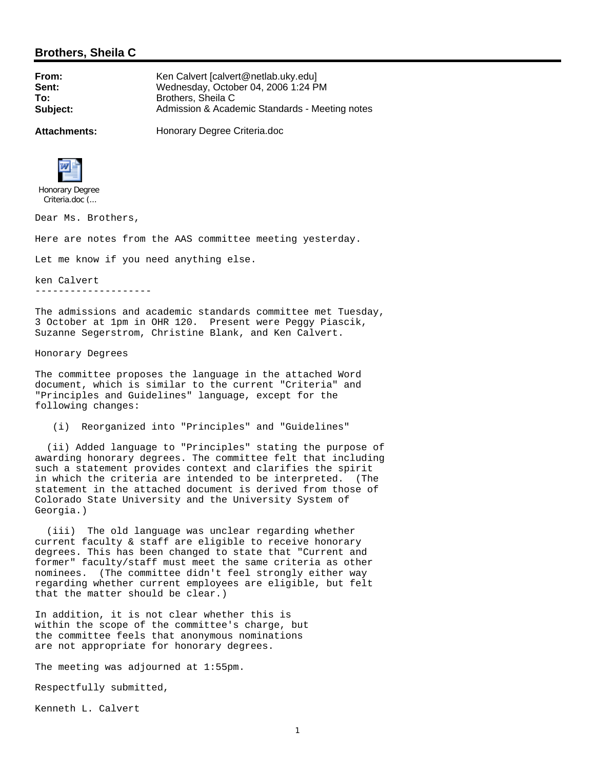## Brothers, Sheila C

**From:** Ken Calvert [calvert@netlab.uky.edu]
**Sent:** Wednesday, October 04, 2006 1:24 PM
**To:** Brothers, Sheila C
**Subject:** Admission & Academic Standards - Meeting notes

**Attachments:** Honorary Degree Criteria.doc

Honorary Degree Criteria.doc (...

Dear Ms. Brothers,

Here are notes from the AAS committee meeting yesterday.

Let me know if you need anything else.

ken Calvert
--------------------

The admissions and academic standards committee met Tuesday, 3 October at 1pm in OHR 120. Present were Peggy Piascik, Suzanne Segerstrom, Christine Blank, and Ken Calvert.

Honorary Degrees

The committee proposes the language in the attached Word document, which is similar to the current "Criteria" and "Principles and Guidelines" language, except for the following changes:

(i) Reorganized into "Principles" and "Guidelines"

(ii) Added language to "Principles" stating the purpose of awarding honorary degrees. The committee felt that including such a statement provides context and clarifies the spirit in which the criteria are intended to be interpreted. (The statement in the attached document is derived from those of Colorado State University and the University System of Georgia.)

(iii) The old language was unclear regarding whether current faculty & staff are eligible to receive honorary degrees. This has been changed to state that "Current and former" faculty/staff must meet the same criteria as other nominees. (The committee didn't feel strongly either way regarding whether current employees are eligible, but felt that the matter should be clear.)

In addition, it is not clear whether this is within the scope of the committee's charge, but the committee feels that anonymous nominations are not appropriate for honorary degrees.

The meeting was adjourned at 1:55pm.

Respectfully submitted,

Kenneth L. Calvert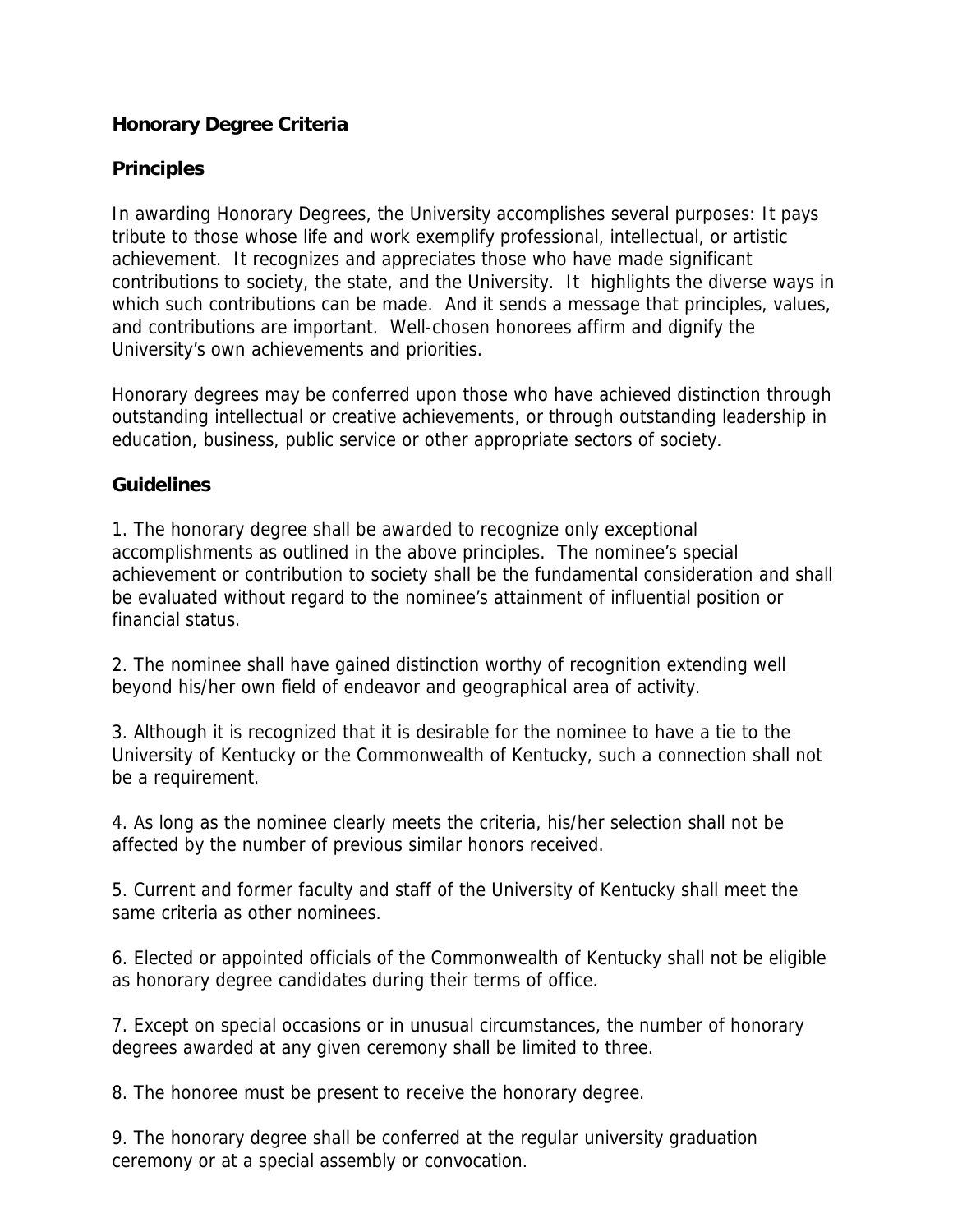## Honorary Degree Criteria

### Principles

In awarding Honorary Degrees, the University accomplishes several purposes: It pays tribute to those whose life and work exemplify professional, intellectual, or artistic achievement. It recognizes and appreciates those who have made significant contributions to society, the state, and the University. It highlights the diverse ways in which such contributions can be made. And it sends a message that principles, values, and contributions are important. Well-chosen honorees affirm and dignify the University's own achievements and priorities.

Honorary degrees may be conferred upon those who have achieved distinction through outstanding intellectual or creative achievements, or through outstanding leadership in education, business, public service or other appropriate sectors of society.

### Guidelines

1. The honorary degree shall be awarded to recognize only exceptional accomplishments as outlined in the above principles. The nominee's special achievement or contribution to society shall be the fundamental consideration and shall be evaluated without regard to the nominee's attainment of influential position or financial status.

2. The nominee shall have gained distinction worthy of recognition extending well beyond his/her own field of endeavor and geographical area of activity.

3. Although it is recognized that it is desirable for the nominee to have a tie to the University of Kentucky or the Commonwealth of Kentucky, such a connection shall not be a requirement.

4. As long as the nominee clearly meets the criteria, his/her selection shall not be affected by the number of previous similar honors received.

5. Current and former faculty and staff of the University of Kentucky shall meet the same criteria as other nominees.

6. Elected or appointed officials of the Commonwealth of Kentucky shall not be eligible as honorary degree candidates during their terms of office.

7. Except on special occasions or in unusual circumstances, the number of honorary degrees awarded at any given ceremony shall be limited to three.

8. The honoree must be present to receive the honorary degree.

9. The honorary degree shall be conferred at the regular university graduation ceremony or at a special assembly or convocation.